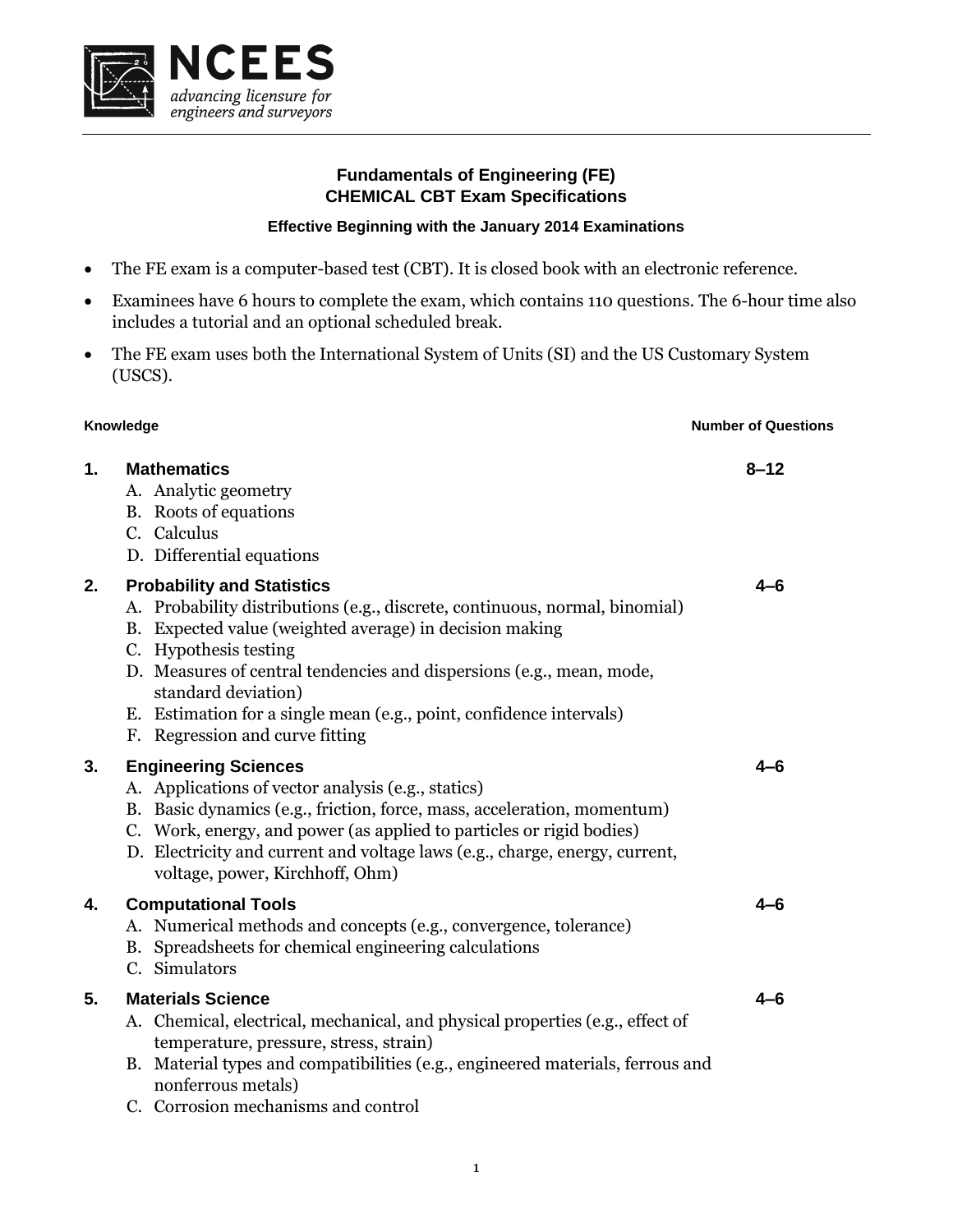NCEES
*advancing licensure for engineers and surveyors*

# Fundamentals of Engineering (FE) CHEMICAL CBT Exam Specifications

**Effective Beginning with the January 2014 Examinations**

- The FE exam is a computer-based test (CBT). It is closed book with an electronic reference.
- Examinees have 6 hours to complete the exam, which contains 110 questions. The 6-hour time also includes a tutorial and an optional scheduled break.
- The FE exam uses both the International System of Units (SI) and the US Customary System (USCS).

| Knowledge | Number of Questions |
|---|---|
| **1. Mathematics** | **8–12** |
| A. Analytic geometry<br>B. Roots of equations<br>C. Calculus<br>D. Differential equations | |
| **2. Probability and Statistics** | **4–6** |
| A. Probability distributions (e.g., discrete, continuous, normal, binomial)<br>B. Expected value (weighted average) in decision making<br>C. Hypothesis testing<br>D. Measures of central tendencies and dispersions (e.g., mean, mode, standard deviation)<br>E. Estimation for a single mean (e.g., point, confidence intervals)<br>F. Regression and curve fitting | |
| **3. Engineering Sciences** | **4–6** |
| A. Applications of vector analysis (e.g., statics)<br>B. Basic dynamics (e.g., friction, force, mass, acceleration, momentum)<br>C. Work, energy, and power (as applied to particles or rigid bodies)<br>D. Electricity and current and voltage laws (e.g., charge, energy, current, voltage, power, Kirchhoff, Ohm) | |
| **4. Computational Tools** | **4–6** |
| A. Numerical methods and concepts (e.g., convergence, tolerance)<br>B. Spreadsheets for chemical engineering calculations<br>C. Simulators | |
| **5. Materials Science** | **4–6** |
| A. Chemical, electrical, mechanical, and physical properties (e.g., effect of temperature, pressure, stress, strain)<br>B. Material types and compatibilities (e.g., engineered materials, ferrous and nonferrous metals)<br>C. Corrosion mechanisms and control | |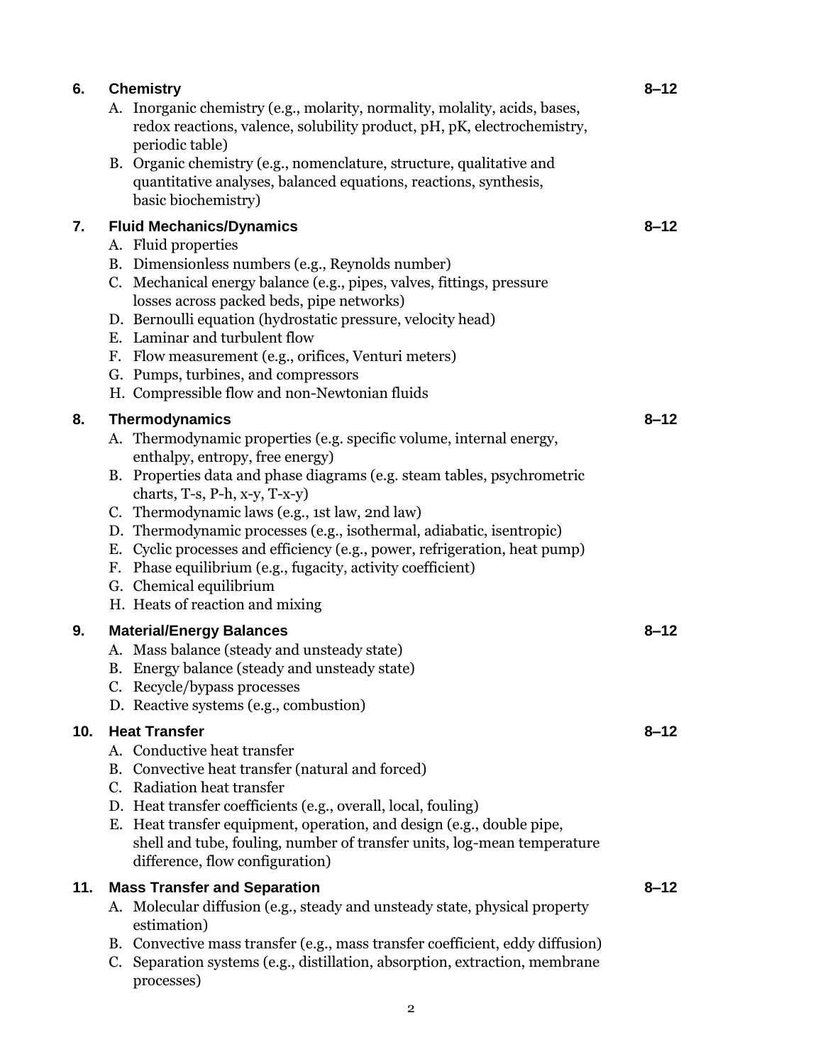**6. Chemistry** **8–12**

A. Inorganic chemistry (e.g., molarity, normality, molality, acids, bases, redox reactions, valence, solubility product, pH, pK, electrochemistry, periodic table)
B. Organic chemistry (e.g., nomenclature, structure, qualitative and quantitative analyses, balanced equations, reactions, synthesis, basic biochemistry)

**7. Fluid Mechanics/Dynamics** **8–12**

A. Fluid properties
B. Dimensionless numbers (e.g., Reynolds number)
C. Mechanical energy balance (e.g., pipes, valves, fittings, pressure losses across packed beds, pipe networks)
D. Bernoulli equation (hydrostatic pressure, velocity head)
E. Laminar and turbulent flow
F. Flow measurement (e.g., orifices, Venturi meters)
G. Pumps, turbines, and compressors
H. Compressible flow and non-Newtonian fluids

**8. Thermodynamics** **8–12**

A. Thermodynamic properties (e.g. specific volume, internal energy, enthalpy, entropy, free energy)
B. Properties data and phase diagrams (e.g. steam tables, psychrometric charts, T-s, P-h, x-y, T-x-y)
C. Thermodynamic laws (e.g., 1st law, 2nd law)
D. Thermodynamic processes (e.g., isothermal, adiabatic, isentropic)
E. Cyclic processes and efficiency (e.g., power, refrigeration, heat pump)
F. Phase equilibrium (e.g., fugacity, activity coefficient)
G. Chemical equilibrium
H. Heats of reaction and mixing

**9. Material/Energy Balances** **8–12**

A. Mass balance (steady and unsteady state)
B. Energy balance (steady and unsteady state)
C. Recycle/bypass processes
D. Reactive systems (e.g., combustion)

**10. Heat Transfer** **8–12**

A. Conductive heat transfer
B. Convective heat transfer (natural and forced)
C. Radiation heat transfer
D. Heat transfer coefficients (e.g., overall, local, fouling)
E. Heat transfer equipment, operation, and design (e.g., double pipe, shell and tube, fouling, number of transfer units, log-mean temperature difference, flow configuration)

**11. Mass Transfer and Separation** **8–12**

A. Molecular diffusion (e.g., steady and unsteady state, physical property estimation)
B. Convective mass transfer (e.g., mass transfer coefficient, eddy diffusion)
C. Separation systems (e.g., distillation, absorption, extraction, membrane processes)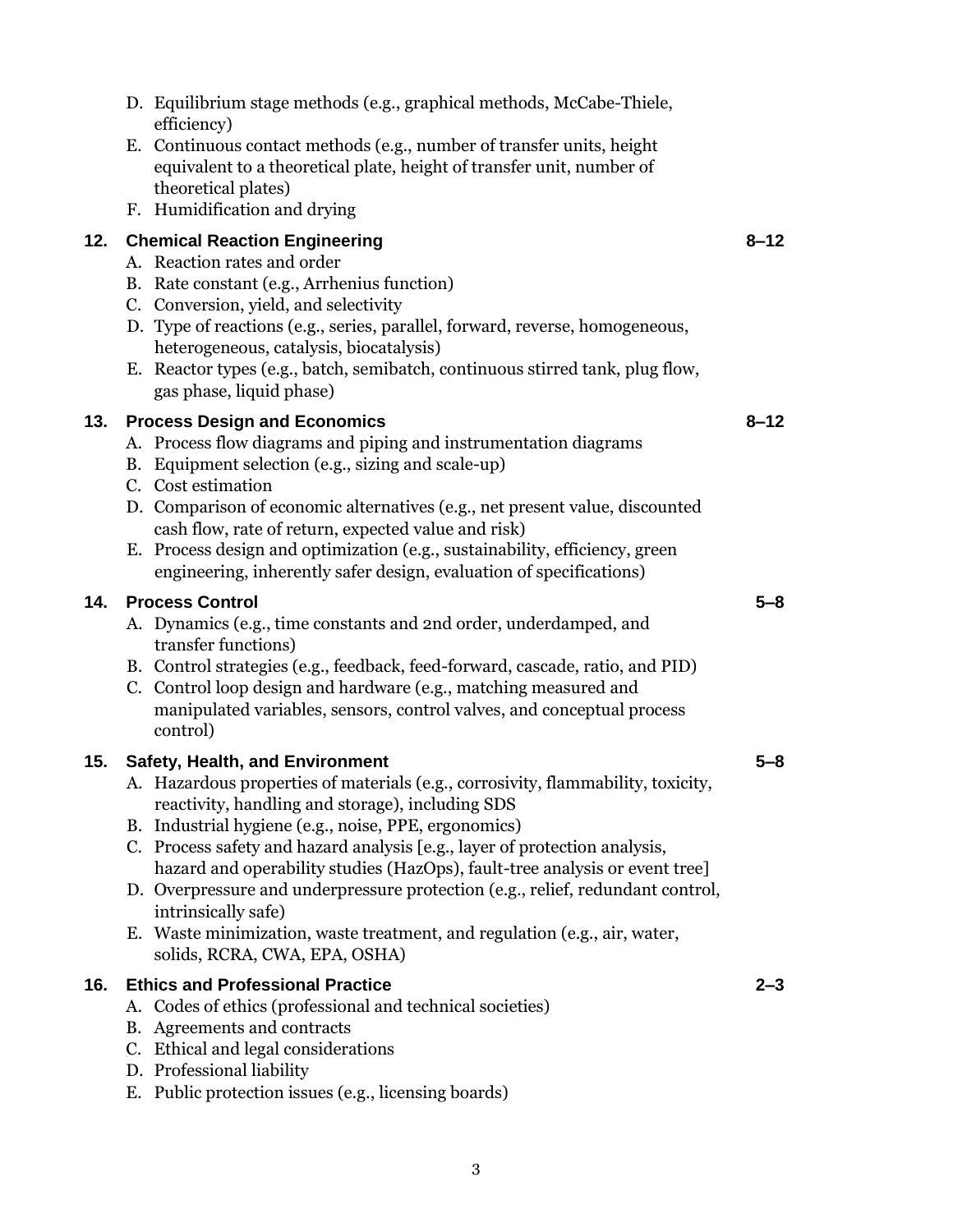D. Equilibrium stage methods (e.g., graphical methods, McCabe-Thiele, efficiency)
E. Continuous contact methods (e.g., number of transfer units, height equivalent to a theoretical plate, height of transfer unit, number of theoretical plates)
F. Humidification and drying

**12. Chemical Reaction Engineering** **8–12**

A. Reaction rates and order
B. Rate constant (e.g., Arrhenius function)
C. Conversion, yield, and selectivity
D. Type of reactions (e.g., series, parallel, forward, reverse, homogeneous, heterogeneous, catalysis, biocatalysis)
E. Reactor types (e.g., batch, semibatch, continuous stirred tank, plug flow, gas phase, liquid phase)

**13. Process Design and Economics** **8–12**

A. Process flow diagrams and piping and instrumentation diagrams
B. Equipment selection (e.g., sizing and scale-up)
C. Cost estimation
D. Comparison of economic alternatives (e.g., net present value, discounted cash flow, rate of return, expected value and risk)
E. Process design and optimization (e.g., sustainability, efficiency, green engineering, inherently safer design, evaluation of specifications)

**14. Process Control** **5–8**

A. Dynamics (e.g., time constants and 2nd order, underdamped, and transfer functions)
B. Control strategies (e.g., feedback, feed-forward, cascade, ratio, and PID)
C. Control loop design and hardware (e.g., matching measured and manipulated variables, sensors, control valves, and conceptual process control)

**15. Safety, Health, and Environment** **5–8**

A. Hazardous properties of materials (e.g., corrosivity, flammability, toxicity, reactivity, handling and storage), including SDS
B. Industrial hygiene (e.g., noise, PPE, ergonomics)
C. Process safety and hazard analysis [e.g., layer of protection analysis, hazard and operability studies (HazOps), fault-tree analysis or event tree]
D. Overpressure and underpressure protection (e.g., relief, redundant control, intrinsically safe)
E. Waste minimization, waste treatment, and regulation (e.g., air, water, solids, RCRA, CWA, EPA, OSHA)

**16. Ethics and Professional Practice** **2–3**

A. Codes of ethics (professional and technical societies)
B. Agreements and contracts
C. Ethical and legal considerations
D. Professional liability
E. Public protection issues (e.g., licensing boards)